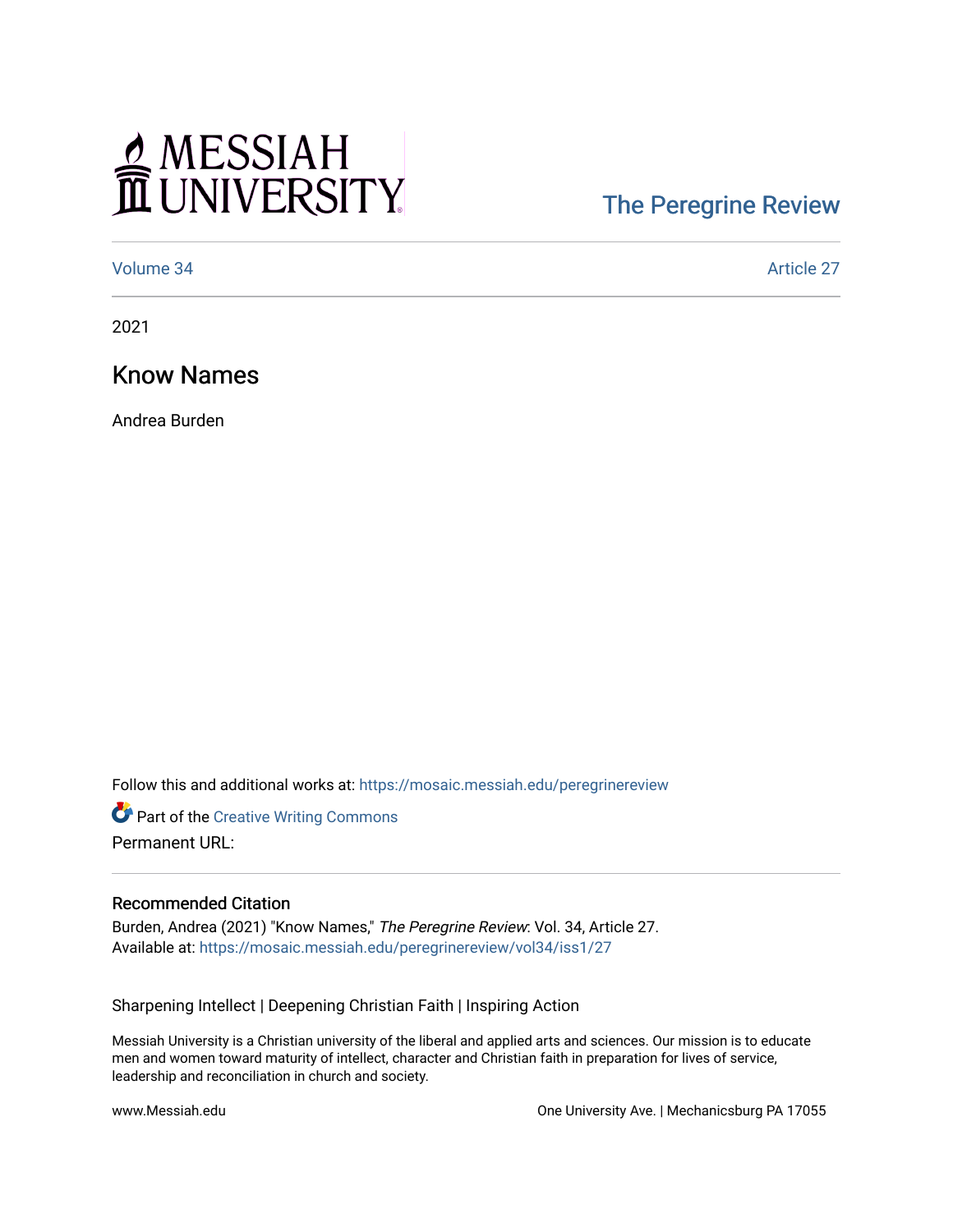The Peregrine Review

Volume 34 Article 27

2021

# Know Names

Andrea Burden

Follow this and additional works at: https://mosaic.messiah.edu/peregrinereview

Part of the Creative Writing Commons

Permanent URL:

## Recommended Citation

Burden, Andrea (2021) "Know Names," *The Peregrine Review*: Vol. 34, Article 27.
Available at: https://mosaic.messiah.edu/peregrinereview/vol34/iss1/27

Sharpening Intellect | Deepening Christian Faith | Inspiring Action

Messiah University is a Christian university of the liberal and applied arts and sciences. Our mission is to educate men and women toward maturity of intellect, character and Christian faith in preparation for lives of service, leadership and reconciliation in church and society.

www.Messiah.edu One University Ave. | Mechanicsburg PA 17055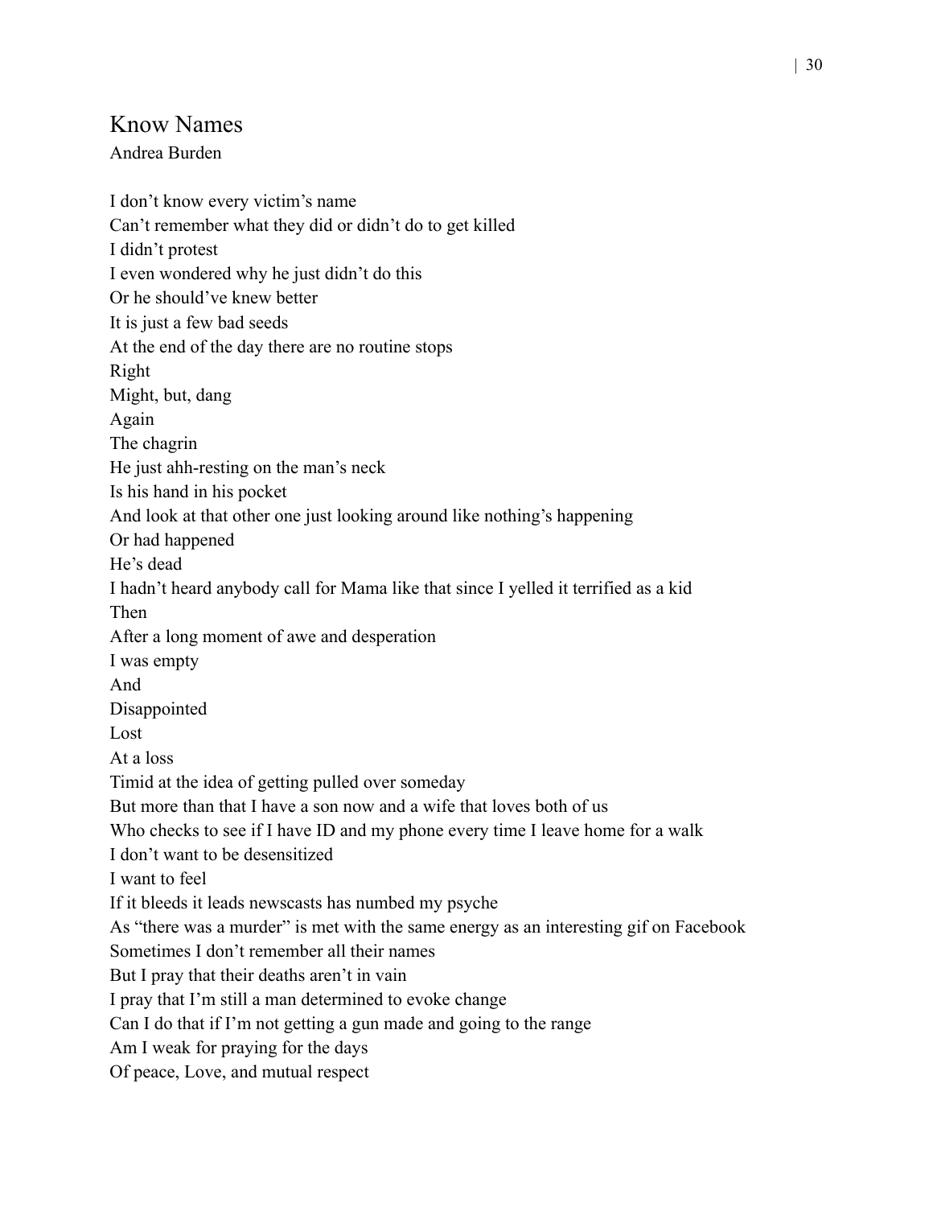## Know Names

Andrea Burden

I don't know every victim's name  
Can't remember what they did or didn't do to get killed  
I didn't protest  
I even wondered why he just didn't do this  
Or he should've knew better  
It is just a few bad seeds  
At the end of the day there are no routine stops  
Right  
Might, but, dang  
Again  
The chagrin  
He just ahh-resting on the man's neck  
Is his hand in his pocket  
And look at that other one just looking around like nothing's happening  
Or had happened  
He's dead  
I hadn't heard anybody call for Mama like that since I yelled it terrified as a kid  
Then  
After a long moment of awe and desperation  
I was empty  
And  
Disappointed  
Lost  
At a loss  
Timid at the idea of getting pulled over someday  
But more than that I have a son now and a wife that loves both of us  
Who checks to see if I have ID and my phone every time I leave home for a walk  
I don't want to be desensitized  
I want to feel  
If it bleeds it leads newscasts has numbed my psyche  
As "there was a murder" is met with the same energy as an interesting gif on Facebook  
Sometimes I don't remember all their names  
But I pray that their deaths aren't in vain  
I pray that I'm still a man determined to evoke change  
Can I do that if I'm not getting a gun made and going to the range  
Am I weak for praying for the days  
Of peace, Love, and mutual respect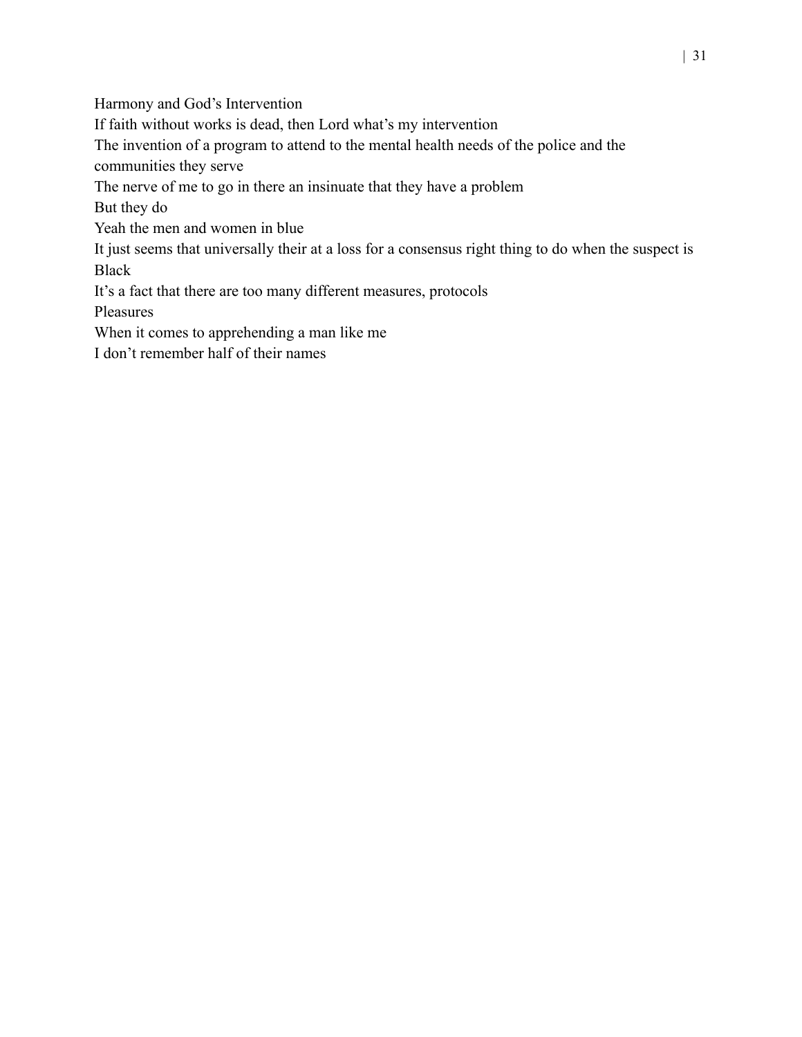Harmony and God's Intervention
If faith without works is dead, then Lord what's my intervention
The invention of a program to attend to the mental health needs of the police and the communities they serve
The nerve of me to go in there an insinuate that they have a problem
But they do
Yeah the men and women in blue
It just seems that universally their at a loss for a consensus right thing to do when the suspect is Black
It's a fact that there are too many different measures, protocols
Pleasures
When it comes to apprehending a man like me
I don't remember half of their names